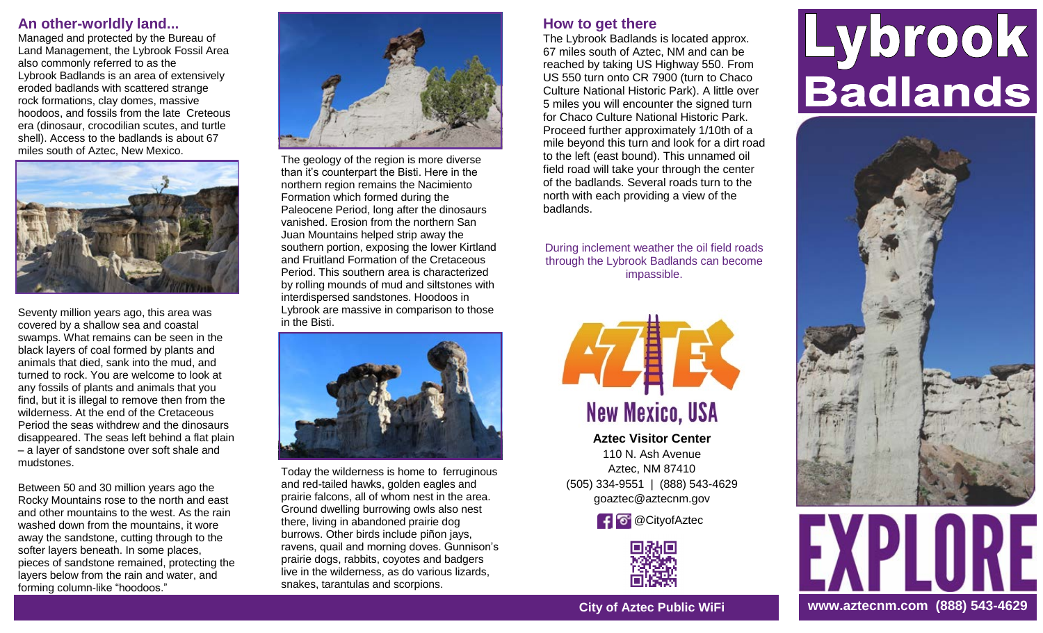## An other-worldly land...

Managed and protected by the Bureau of Land Management, the Lybrook Fossil Area also commonly referred to as the Lybrook Badlands is an area of extensively eroded badlands with scattered strange rock formations, clay domes, massive hoodoos, and fossils from the late Creteous era (dinosaur, crocodilian scutes, and turtle shell). Access to the badlands is about 67 miles south of Aztec, New Mexico.

Seventy million years ago, this area was covered by a shallow sea and coastal swamps. What remains can be seen in the black layers of coal formed by plants and animals that died, sank into the mud, and turned to rock. You are welcome to look at any fossils of plants and animals that you find, but it is illegal to remove then from the wilderness. At the end of the Cretaceous Period the seas withdrew and the dinosaurs disappeared. The seas left behind a flat plain – a layer of sandstone over soft shale and mudstones.

Between 50 and 30 million years ago the Rocky Mountains rose to the north and east and other mountains to the west. As the rain washed down from the mountains, it wore away the sandstone, cutting through to the softer layers beneath. In some places, pieces of sandstone remained, protecting the layers below from the rain and water, and forming column-like "hoodoos."

The geology of the region is more diverse than it's counterpart the Bisti. Here in the northern region remains the Nacimiento Formation which formed during the Paleocene Period, long after the dinosaurs vanished. Erosion from the northern San Juan Mountains helped strip away the southern portion, exposing the lower Kirtland and Fruitland Formation of the Cretaceous Period. This southern area is characterized by rolling mounds of mud and siltstones with interdispersed sandstones. Hoodoos in Lybrook are massive in comparison to those in the Bisti.

Today the wilderness is home to ferruginous and red-tailed hawks, golden eagles and prairie falcons, all of whom nest in the area. Ground dwelling burrowing owls also nest there, living in abandoned prairie dog burrows. Other birds include piñon jays, ravens, quail and morning doves. Gunnison's prairie dogs, rabbits, coyotes and badgers live in the wilderness, as do various lizards, snakes, tarantulas and scorpions.

## How to get there

The Lybrook Badlands is located approx. 67 miles south of Aztec, NM and can be reached by taking US Highway 550. From US 550 turn onto CR 7900 (turn to Chaco Culture National Historic Park). A little over 5 miles you will encounter the signed turn for Chaco Culture National Historic Park. Proceed further approximately 1/10th of a mile beyond this turn and look for a dirt road to the left (east bound). This unnamed oil field road will take your through the center of the badlands. Several roads turn to the north with each providing a view of the badlands.

During inclement weather the oil field roads through the Lybrook Badlands can become impassible.

AZTEC New Mexico, USA

**Aztec Visitor Center**
110 N. Ash Avenue
Aztec, NM 87410
(505) 334-9551 | (888) 543-4629
goaztec@aztecnm.gov

@CityofAztec

**City of Aztec Public WiFi**

# Lybrook Badlands

# EXPLORE

**www.aztecnm.com (888) 543-4629**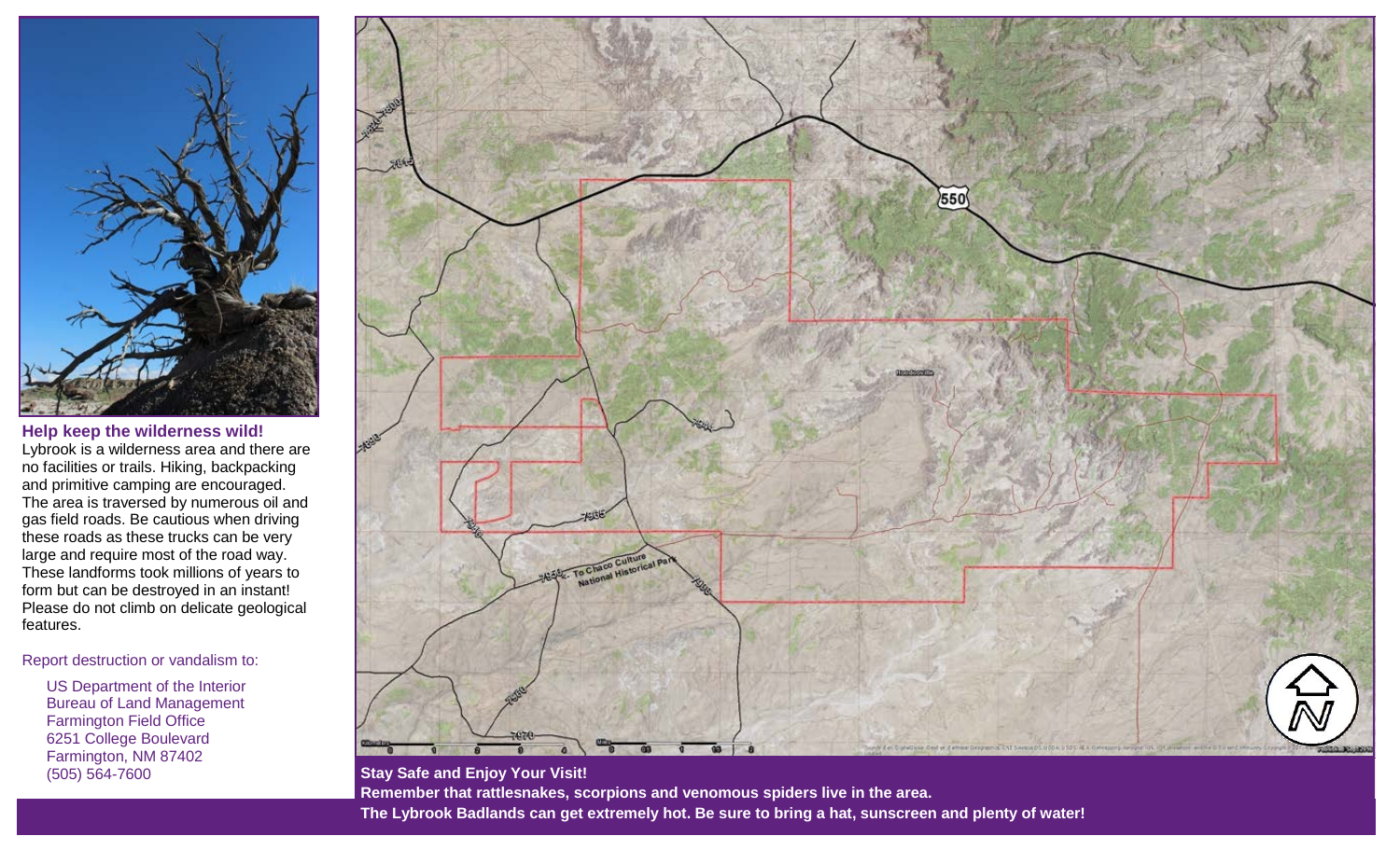**Help keep the wilderness wild!**
Lybrook is a wilderness area and there are no facilities or trails. Hiking, backpacking and primitive camping are encouraged. The area is traversed by numerous oil and gas field roads. Be cautious when driving these roads as these trucks can be very large and require most of the road way. These landforms took millions of years to form but can be destroyed in an instant! Please do not climb on delicate geological features.

Report destruction or vandalism to:

US Department of the Interior
Bureau of Land Management
Farmington Field Office
6251 College Boulevard
Farmington, NM 87402
(505) 564-7600

550

7565

7954 To Chaco Culture National Historical Park

7906

7870

**Stay Safe and Enjoy Your Visit!**

**Remember that rattlesnakes, scorpions and venomous spiders live in the area.**

**The Lybrook Badlands can get extremely hot. Be sure to bring a hat, sunscreen and plenty of water!**